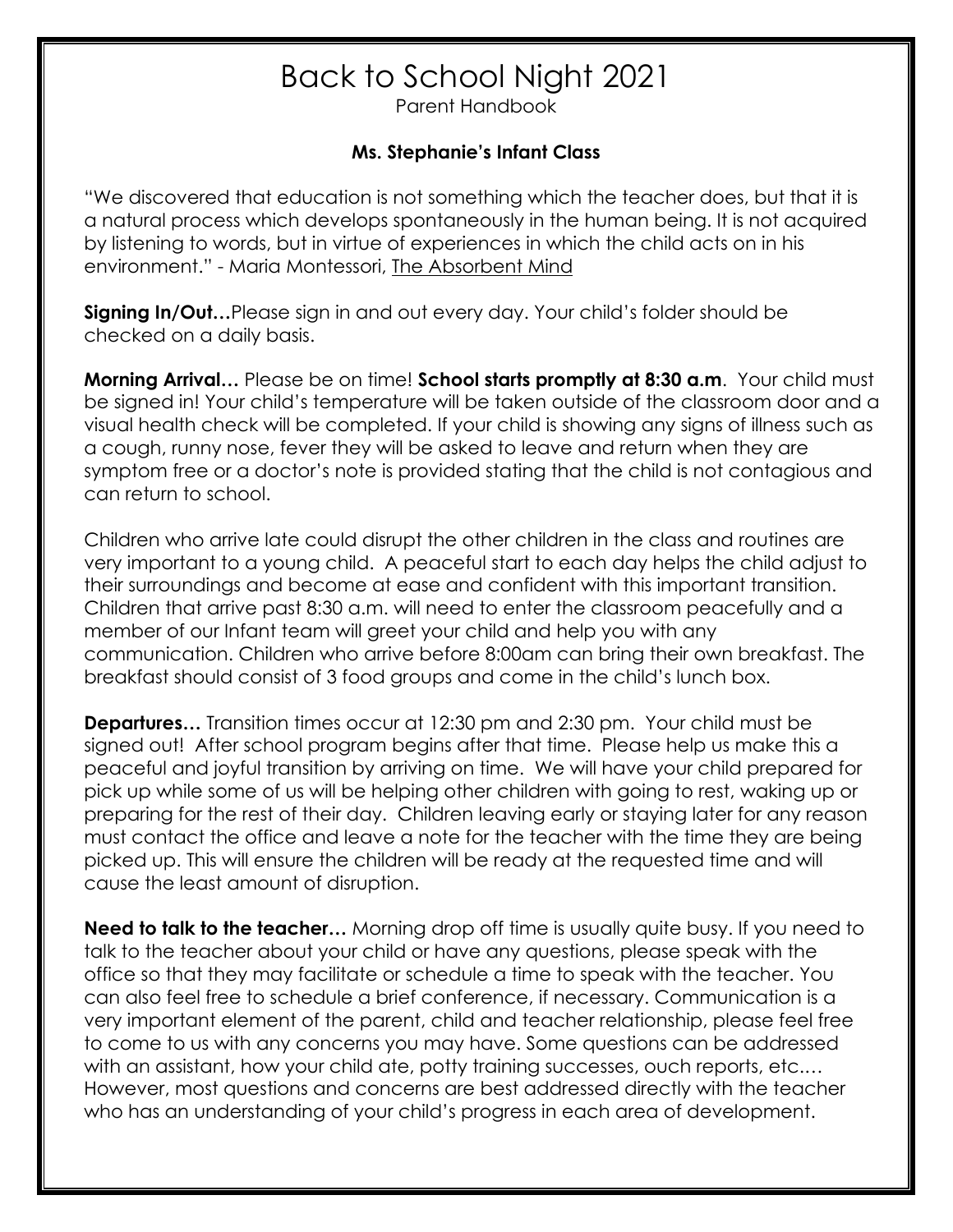# Back to School Night 2021

Parent Handbook

### Ms. Stephanie's Infant Class

"We discovered that education is not something which the teacher does, but that it is a natural process which develops spontaneously in the human being. It is not acquired by listening to words, but in virtue of experiences in which the child acts on in his environment." - Maria Montessori, The Absorbent Mind

**Signing In/Out…**Please sign in and out every day. Your child's folder should be checked on a daily basis.

**Morning Arrival…** Please be on time! **School starts promptly at 8:30 a.m**. Your child must be signed in! Your child's temperature will be taken outside of the classroom door and a visual health check will be completed. If your child is showing any signs of illness such as a cough, runny nose, fever they will be asked to leave and return when they are symptom free or a doctor's note is provided stating that the child is not contagious and can return to school.

Children who arrive late could disrupt the other children in the class and routines are very important to a young child. A peaceful start to each day helps the child adjust to their surroundings and become at ease and confident with this important transition. Children that arrive past 8:30 a.m. will need to enter the classroom peacefully and a member of our Infant team will greet your child and help you with any communication. Children who arrive before 8:00am can bring their own breakfast. The breakfast should consist of 3 food groups and come in the child's lunch box.

**Departures…** Transition times occur at 12:30 pm and 2:30 pm. Your child must be signed out! After school program begins after that time. Please help us make this a peaceful and joyful transition by arriving on time. We will have your child prepared for pick up while some of us will be helping other children with going to rest, waking up or preparing for the rest of their day. Children leaving early or staying later for any reason must contact the office and leave a note for the teacher with the time they are being picked up. This will ensure the children will be ready at the requested time and will cause the least amount of disruption.

**Need to talk to the teacher…** Morning drop off time is usually quite busy. If you need to talk to the teacher about your child or have any questions, please speak with the office so that they may facilitate or schedule a time to speak with the teacher. You can also feel free to schedule a brief conference, if necessary. Communication is a very important element of the parent, child and teacher relationship, please feel free to come to us with any concerns you may have. Some questions can be addressed with an assistant, how your child ate, potty training successes, ouch reports, etc.… However, most questions and concerns are best addressed directly with the teacher who has an understanding of your child's progress in each area of development.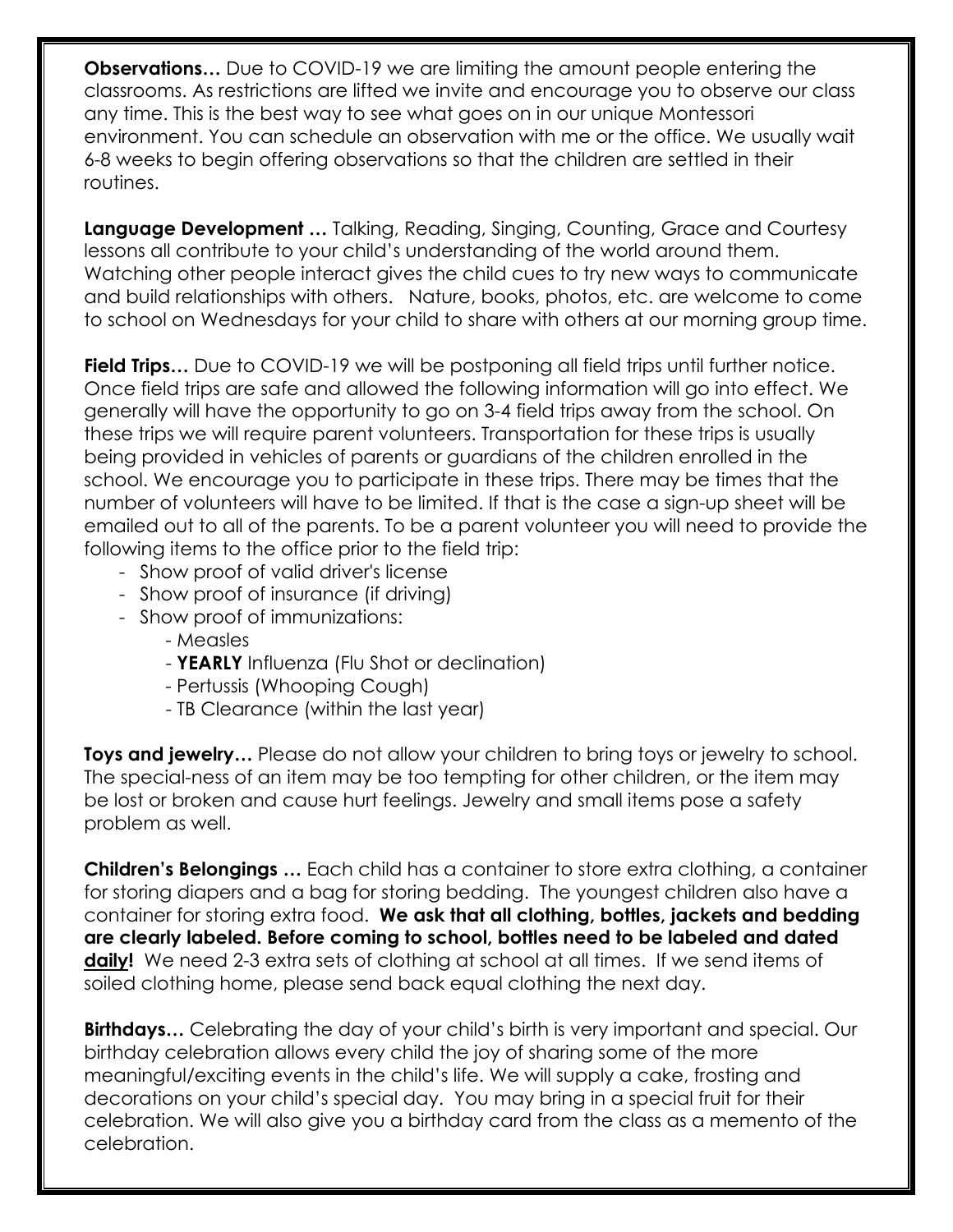**Observations…** Due to COVID-19 we are limiting the amount people entering the classrooms. As restrictions are lifted we invite and encourage you to observe our class any time. This is the best way to see what goes on in our unique Montessori environment. You can schedule an observation with me or the office. We usually wait 6-8 weeks to begin offering observations so that the children are settled in their routines.

**Language Development …** Talking, Reading, Singing, Counting, Grace and Courtesy lessons all contribute to your child's understanding of the world around them. Watching other people interact gives the child cues to try new ways to communicate and build relationships with others. Nature, books, photos, etc. are welcome to come to school on Wednesdays for your child to share with others at our morning group time.

**Field Trips…** Due to COVID-19 we will be postponing all field trips until further notice. Once field trips are safe and allowed the following information will go into effect. We generally will have the opportunity to go on 3-4 field trips away from the school. On these trips we will require parent volunteers. Transportation for these trips is usually being provided in vehicles of parents or guardians of the children enrolled in the school. We encourage you to participate in these trips. There may be times that the number of volunteers will have to be limited. If that is the case a sign-up sheet will be emailed out to all of the parents. To be a parent volunteer you will need to provide the following items to the office prior to the field trip:

- Show proof of valid driver's license
- Show proof of insurance (if driving)
- Show proof of immunizations:
  - Measles
  - **YEARLY** Influenza (Flu Shot or declination)
  - Pertussis (Whooping Cough)
  - TB Clearance (within the last year)

**Toys and jewelry…** Please do not allow your children to bring toys or jewelry to school. The special-ness of an item may be too tempting for other children, or the item may be lost or broken and cause hurt feelings. Jewelry and small items pose a safety problem as well.

**Children's Belongings …** Each child has a container to store extra clothing, a container for storing diapers and a bag for storing bedding. The youngest children also have a container for storing extra food. **We ask that all clothing, bottles, jackets and bedding are clearly labeled. Before coming to school, bottles need to be labeled and dated daily!** We need 2-3 extra sets of clothing at school at all times. If we send items of soiled clothing home, please send back equal clothing the next day.

**Birthdays…** Celebrating the day of your child's birth is very important and special. Our birthday celebration allows every child the joy of sharing some of the more meaningful/exciting events in the child's life. We will supply a cake, frosting and decorations on your child's special day. You may bring in a special fruit for their celebration. We will also give you a birthday card from the class as a memento of the celebration.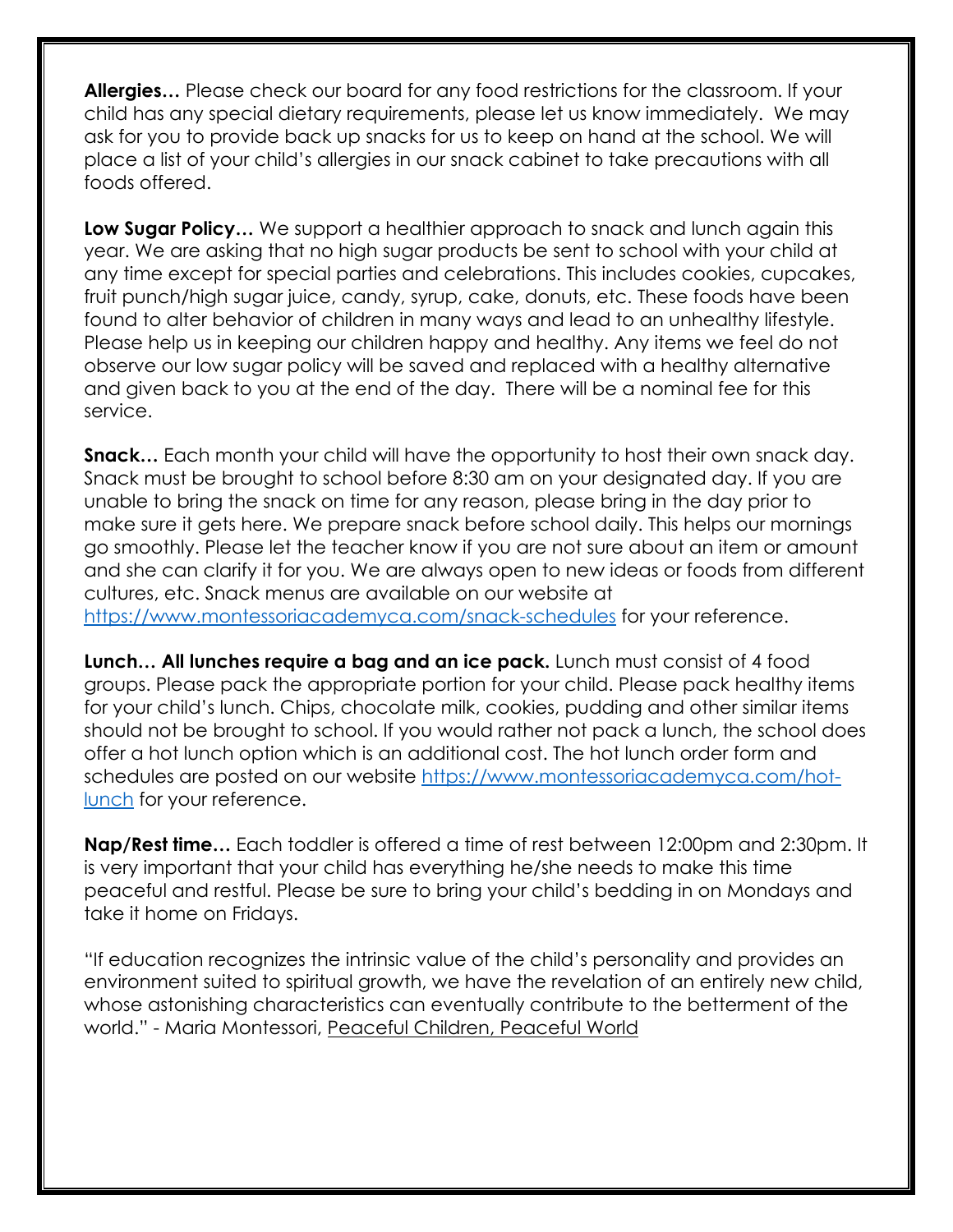**Allergies…** Please check our board for any food restrictions for the classroom. If your child has any special dietary requirements, please let us know immediately. We may ask for you to provide back up snacks for us to keep on hand at the school. We will place a list of your child's allergies in our snack cabinet to take precautions with all foods offered.

**Low Sugar Policy…** We support a healthier approach to snack and lunch again this year. We are asking that no high sugar products be sent to school with your child at any time except for special parties and celebrations. This includes cookies, cupcakes, fruit punch/high sugar juice, candy, syrup, cake, donuts, etc. These foods have been found to alter behavior of children in many ways and lead to an unhealthy lifestyle. Please help us in keeping our children happy and healthy. Any items we feel do not observe our low sugar policy will be saved and replaced with a healthy alternative and given back to you at the end of the day. There will be a nominal fee for this service.

**Snack…** Each month your child will have the opportunity to host their own snack day. Snack must be brought to school before 8:30 am on your designated day. If you are unable to bring the snack on time for any reason, please bring in the day prior to make sure it gets here. We prepare snack before school daily. This helps our mornings go smoothly. Please let the teacher know if you are not sure about an item or amount and she can clarify it for you. We are always open to new ideas or foods from different cultures, etc. Snack menus are available on our website at https://www.montessoriacademyca.com/snack-schedules for your reference.

**Lunch… All lunches require a bag and an ice pack.** Lunch must consist of 4 food groups. Please pack the appropriate portion for your child. Please pack healthy items for your child's lunch. Chips, chocolate milk, cookies, pudding and other similar items should not be brought to school. If you would rather not pack a lunch, the school does offer a hot lunch option which is an additional cost. The hot lunch order form and schedules are posted on our website https://www.montessoriacademyca.com/hot-lunch for your reference.

**Nap/Rest time…** Each toddler is offered a time of rest between 12:00pm and 2:30pm. It is very important that your child has everything he/she needs to make this time peaceful and restful. Please be sure to bring your child's bedding in on Mondays and take it home on Fridays.

"If education recognizes the intrinsic value of the child's personality and provides an environment suited to spiritual growth, we have the revelation of an entirely new child, whose astonishing characteristics can eventually contribute to the betterment of the world." - Maria Montessori, Peaceful Children, Peaceful World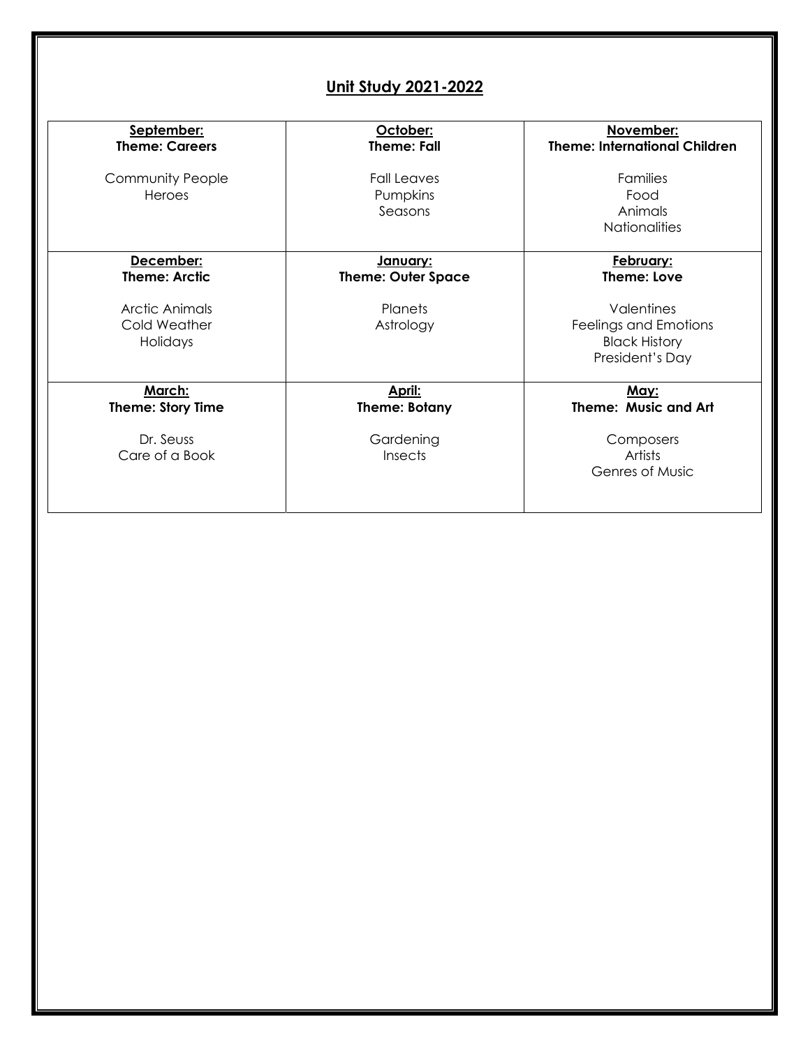## Unit Study 2021-2022

| | | |
|---|---|---|
| **September:**<br>**Theme: Careers**<br><br>Community People<br>Heroes | **October:**<br>**Theme: Fall**<br><br>Fall Leaves<br>Pumpkins<br>Seasons | **November:**<br>**Theme: International Children**<br><br>Families<br>Food<br>Animals<br>Nationalities |
| **December:**<br>**Theme: Arctic**<br><br>Arctic Animals<br>Cold Weather<br>Holidays | **January:**<br>**Theme: Outer Space**<br><br>Planets<br>Astrology | **February:**<br>**Theme: Love**<br><br>Valentines<br>Feelings and Emotions<br>Black History<br>President's Day |
| **March:**<br>**Theme: Story Time**<br><br>Dr. Seuss<br>Care of a Book | **April:**<br>**Theme: Botany**<br><br>Gardening<br>Insects | **May:**<br>**Theme: Music and Art**<br><br>Composers<br>Artists<br>Genres of Music |